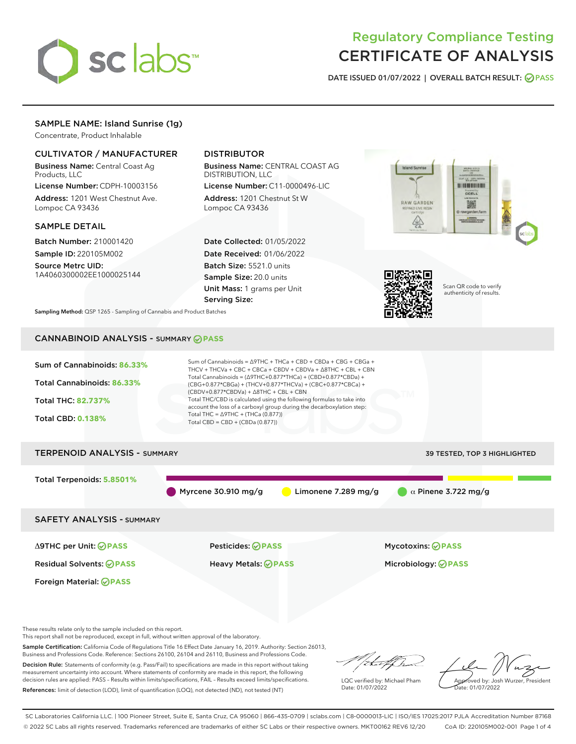# Regulatory Compliance Testing
# CERTIFICATE OF ANALYSIS

DATE ISSUED 01/07/2022 | OVERALL BATCH RESULT: PASS

## SAMPLE NAME: Island Sunrise (1g)

Concentrate, Product Inhalable

### CULTIVATOR / MANUFACTURER

**Business Name:** Central Coast Ag Products, LLC

**License Number:** CDPH-10003156

**Address:** 1201 West Chestnut Ave. Lompoc CA 93436

### DISTRIBUTOR

**Business Name:** CENTRAL COAST AG DISTRIBUTION, LLC

**License Number:** C11-0000496-LIC

**Address:** 1201 Chestnut St W Lompoc CA 93436

### SAMPLE DETAIL

**Batch Number:** 210001420

**Sample ID:** 220105M002

**Source Metrc UID:** 1A4060300002EE1000025144

**Date Collected:** 01/05/2022

**Date Received:** 01/06/2022

**Batch Size:** 5521.0 units

**Sample Size:** 20.0 units

**Unit Mass:** 1 grams per Unit

**Serving Size:**

Scan QR code to verify authenticity of results.

**Sampling Method:** QSP 1265 - Sampling of Cannabis and Product Batches

## CANNABINOID ANALYSIS - SUMMARY PASS

**Sum of Cannabinoids:** 86.33%

**Total Cannabinoids:** 86.33%

**Total THC:** 82.737%

**Total CBD:** 0.138%

Sum of Cannabinoids = Δ9THC + THCa + CBD + CBDa + CBG + CBGa + THCV + THCVa + CBC + CBCa + CBDV + CBDVa + Δ8THC + CBL + CBN

Total Cannabinoids = (Δ9THC+0.877*THCa) + (CBD+0.877*CBDa) + (CBG+0.877*CBGa) + (THCV+0.877*THCVa) + (CBC+0.877*CBCa) + (CBDV+0.877*CBDVa) + Δ8THC + CBL + CBN

Total THC/CBD is calculated using the following formulas to take into account the loss of a carboxyl group during the decarboxylation step:

Total THC = Δ9THC + (THCa (0.877))

Total CBD = CBD + (CBDa (0.877))

## TERPENOID ANALYSIS - SUMMARY

39 TESTED, TOP 3 HIGHLIGHTED

**Total Terpenoids:** 5.8501%

Myrcene 30.910 mg/g | Limonene 7.289 mg/g | α Pinene 3.722 mg/g

## SAFETY ANALYSIS - SUMMARY

| | | |
|---|---|---|
| Δ9THC per Unit: PASS | Pesticides: PASS | Mycotoxins: PASS |
| Residual Solvents: PASS | Heavy Metals: PASS | Microbiology: PASS |
| Foreign Material: PASS | | |

These results relate only to the sample included on this report.
This report shall not be reproduced, except in full, without written approval of the laboratory.

**Sample Certification:** California Code of Regulations Title 16 Effect Date January 16, 2019. Authority: Section 26013, Business and Professions Code. Reference: Sections 26100, 26104 and 26110, Business and Professions Code.

**Decision Rule:** Statements of conformity (e.g. Pass/Fail) to specifications are made in this report without taking measurement uncertainty into account. Where statements of conformity are made in this report, the following decision rules are applied: PASS - Results within limits/specifications, FAIL - Results exceed limits/specifications.

**References:** limit of detection (LOD), limit of quantification (LOQ), not detected (ND), not tested (NT)

LQC verified by: Michael Pham
Date: 01/07/2022

Approved by: Josh Wurzer, President
Date: 01/07/2022

SC Laboratories California LLC. | 100 Pioneer Street, Suite E, Santa Cruz, CA 95060 | 866-435-0709 | sclabs.com | C8-0000013-LIC | ISO/IES 17025:2017 PJLA Accreditation Number 87168
© 2022 SC Labs all rights reserved. Trademarks referenced are trademarks of either SC Labs or their respective owners. MKT00162 REV6 12/20 CoA ID: 220105M002-001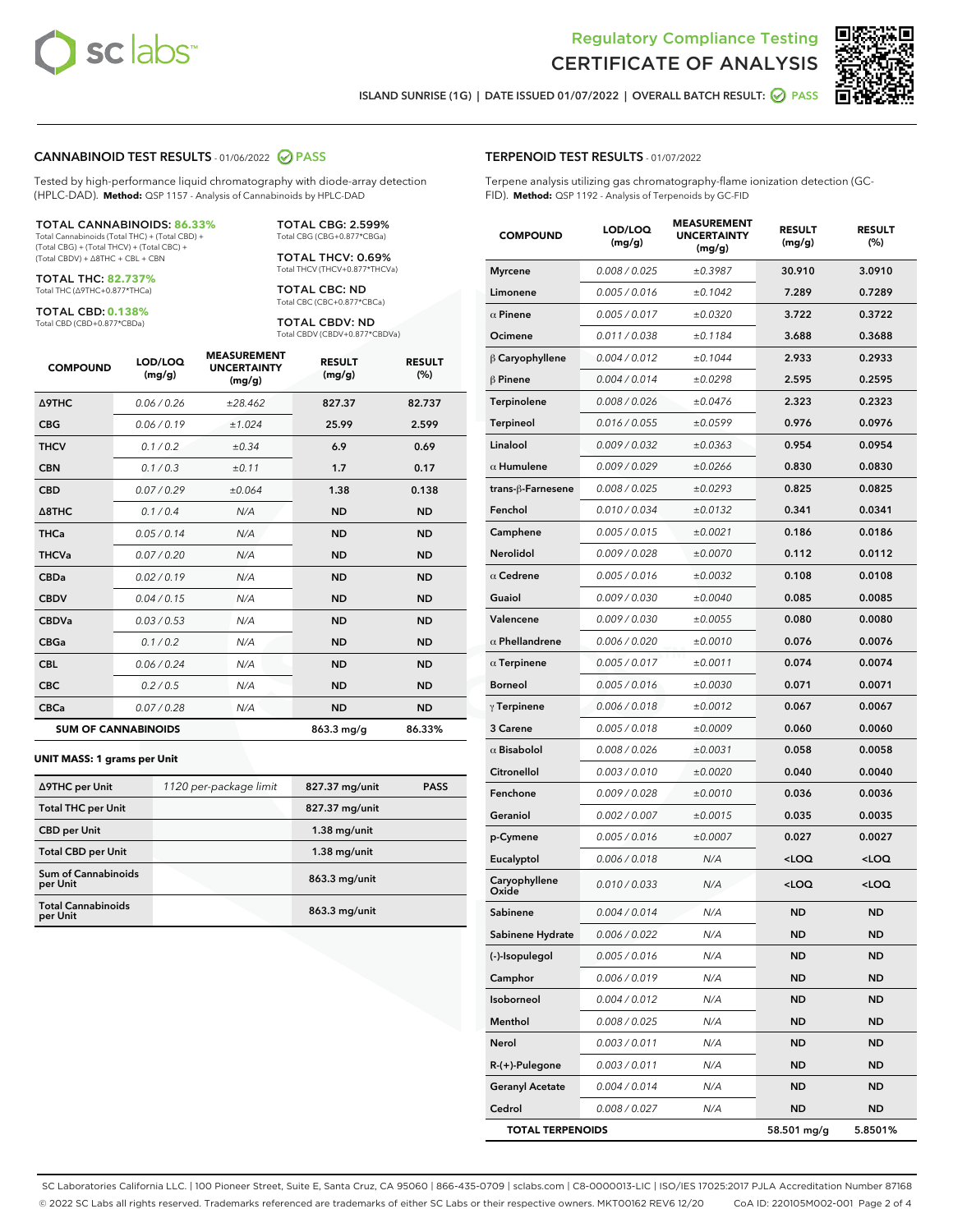Regulatory Compliance Testing
# CERTIFICATE OF ANALYSIS

ISLAND SUNRISE (1G) | DATE ISSUED 01/07/2022 | OVERALL BATCH RESULT: PASS

## CANNABINOID TEST RESULTS - 01/06/2022 PASS

Tested by high-performance liquid chromatography with diode-array detection (HPLC-DAD). **Method:** QSP 1157 - Analysis of Cannabinoids by HPLC-DAD

**TOTAL CANNABINOIDS: 86.33%**
Total Cannabinoids (Total THC) + (Total CBD) + (Total CBG) + (Total THCV) + (Total CBC) + (Total CBDV) + Δ8THC + CBL + CBN

**TOTAL THC: 82.737%**
Total THC (Δ9THC+0.877*THCa)

**TOTAL CBD: 0.138%**
Total CBD (CBD+0.877*CBDa)

**TOTAL CBG: 2.599%**
Total CBG (CBG+0.877*CBGa)

**TOTAL THCV: 0.69%**
Total THCV (THCV+0.877*THCVa)

**TOTAL CBC: ND**
Total CBC (CBC+0.877*CBCa)

**TOTAL CBDV: ND**
Total CBDV (CBDV+0.877*CBDVa)

| COMPOUND | LOD/LOQ (mg/g) | MEASUREMENT UNCERTAINTY (mg/g) | RESULT (mg/g) | RESULT (%) |
|---|---|---|---|---|
| Δ9THC | 0.06 / 0.26 | ±28.462 | 827.37 | 82.737 |
| CBG | 0.06 / 0.19 | ±1.024 | 25.99 | 2.599 |
| THCV | 0.1 / 0.2 | ±0.34 | 6.9 | 0.69 |
| CBN | 0.1 / 0.3 | ±0.11 | 1.7 | 0.17 |
| CBD | 0.07 / 0.29 | ±0.064 | 1.38 | 0.138 |
| Δ8THC | 0.1 / 0.4 | N/A | ND | ND |
| THCa | 0.05 / 0.14 | N/A | ND | ND |
| THCVa | 0.07 / 0.20 | N/A | ND | ND |
| CBDa | 0.02 / 0.19 | N/A | ND | ND |
| CBDV | 0.04 / 0.15 | N/A | ND | ND |
| CBDVa | 0.03 / 0.53 | N/A | ND | ND |
| CBGa | 0.1 / 0.2 | N/A | ND | ND |
| CBL | 0.06 / 0.24 | N/A | ND | ND |
| CBC | 0.2 / 0.5 | N/A | ND | ND |
| CBCa | 0.07 / 0.28 | N/A | ND | ND |
| **SUM OF CANNABINOIDS** | | | 863.3 mg/g | 86.33% |

**UNIT MASS: 1 grams per Unit**

| | | | |
|---|---|---|---|
| Δ9THC per Unit | 1120 per-package limit | 827.37 mg/unit | PASS |
| Total THC per Unit | | 827.37 mg/unit | |
| CBD per Unit | | 1.38 mg/unit | |
| Total CBD per Unit | | 1.38 mg/unit | |
| Sum of Cannabinoids per Unit | | 863.3 mg/unit | |
| Total Cannabinoids per Unit | | 863.3 mg/unit | |

## TERPENOID TEST RESULTS - 01/07/2022

Terpene analysis utilizing gas chromatography-flame ionization detection (GC-FID). **Method:** QSP 1192 - Analysis of Terpenoids by GC-FID

| COMPOUND | LOD/LOQ (mg/g) | MEASUREMENT UNCERTAINTY (mg/g) | RESULT (mg/g) | RESULT (%) |
|---|---|---|---|---|
| Myrcene | 0.008 / 0.025 | ±0.3987 | 30.910 | 3.0910 |
| Limonene | 0.005 / 0.016 | ±0.1042 | 7.289 | 0.7289 |
| α Pinene | 0.005 / 0.017 | ±0.0320 | 3.722 | 0.3722 |
| Ocimene | 0.011 / 0.038 | ±0.1184 | 3.688 | 0.3688 |
| β Caryophyllene | 0.004 / 0.012 | ±0.1044 | 2.933 | 0.2933 |
| β Pinene | 0.004 / 0.014 | ±0.0298 | 2.595 | 0.2595 |
| Terpinolene | 0.008 / 0.026 | ±0.0476 | 2.323 | 0.2323 |
| Terpineol | 0.016 / 0.055 | ±0.0599 | 0.976 | 0.0976 |
| Linalool | 0.009 / 0.032 | ±0.0363 | 0.954 | 0.0954 |
| α Humulene | 0.009 / 0.029 | ±0.0266 | 0.830 | 0.0830 |
| trans-β-Farnesene | 0.008 / 0.025 | ±0.0293 | 0.825 | 0.0825 |
| Fenchol | 0.010 / 0.034 | ±0.0132 | 0.341 | 0.0341 |
| Camphene | 0.005 / 0.015 | ±0.0021 | 0.186 | 0.0186 |
| Nerolidol | 0.009 / 0.028 | ±0.0070 | 0.112 | 0.0112 |
| α Cedrene | 0.005 / 0.016 | ±0.0032 | 0.108 | 0.0108 |
| Guaiol | 0.009 / 0.030 | ±0.0040 | 0.085 | 0.0085 |
| Valencene | 0.009 / 0.030 | ±0.0055 | 0.080 | 0.0080 |
| α Phellandrene | 0.006 / 0.020 | ±0.0010 | 0.076 | 0.0076 |
| α Terpinene | 0.005 / 0.017 | ±0.0011 | 0.074 | 0.0074 |
| Borneol | 0.005 / 0.016 | ±0.0030 | 0.071 | 0.0071 |
| γ Terpinene | 0.006 / 0.018 | ±0.0012 | 0.067 | 0.0067 |
| 3 Carene | 0.005 / 0.018 | ±0.0009 | 0.060 | 0.0060 |
| α Bisabolol | 0.008 / 0.026 | ±0.0031 | 0.058 | 0.0058 |
| Citronellol | 0.003 / 0.010 | ±0.0020 | 0.040 | 0.0040 |
| Fenchone | 0.009 / 0.028 | ±0.0010 | 0.036 | 0.0036 |
| Geraniol | 0.002 / 0.007 | ±0.0015 | 0.035 | 0.0035 |
| p-Cymene | 0.005 / 0.016 | ±0.0007 | 0.027 | 0.0027 |
| Eucalyptol | 0.006 / 0.018 | N/A | <LOQ | <LOQ |
| Caryophyllene Oxide | 0.010 / 0.033 | N/A | <LOQ | <LOQ |
| Sabinene | 0.004 / 0.014 | N/A | ND | ND |
| Sabinene Hydrate | 0.006 / 0.022 | N/A | ND | ND |
| (-)-Isopulegol | 0.005 / 0.016 | N/A | ND | ND |
| Camphor | 0.006 / 0.019 | N/A | ND | ND |
| Isoborneol | 0.004 / 0.012 | N/A | ND | ND |
| Menthol | 0.008 / 0.025 | N/A | ND | ND |
| Nerol | 0.003 / 0.011 | N/A | ND | ND |
| R-(+)-Pulegone | 0.003 / 0.011 | N/A | ND | ND |
| Geranyl Acetate | 0.004 / 0.014 | N/A | ND | ND |
| Cedrol | 0.008 / 0.027 | N/A | ND | ND |
| **TOTAL TERPENOIDS** | | | 58.501 mg/g | 5.8501% |

SC Laboratories California LLC. | 100 Pioneer Street, Suite E, Santa Cruz, CA 95060 | 866-435-0709 | sclabs.com | C8-0000013-LIC | ISO/IES 17025:2017 PJLA Accreditation Number 87168
© 2022 SC Labs all rights reserved. Trademarks referenced are trademarks of either SC Labs or their respective owners. MKT00162 REV6 12/20 CoA ID: 220105M002-001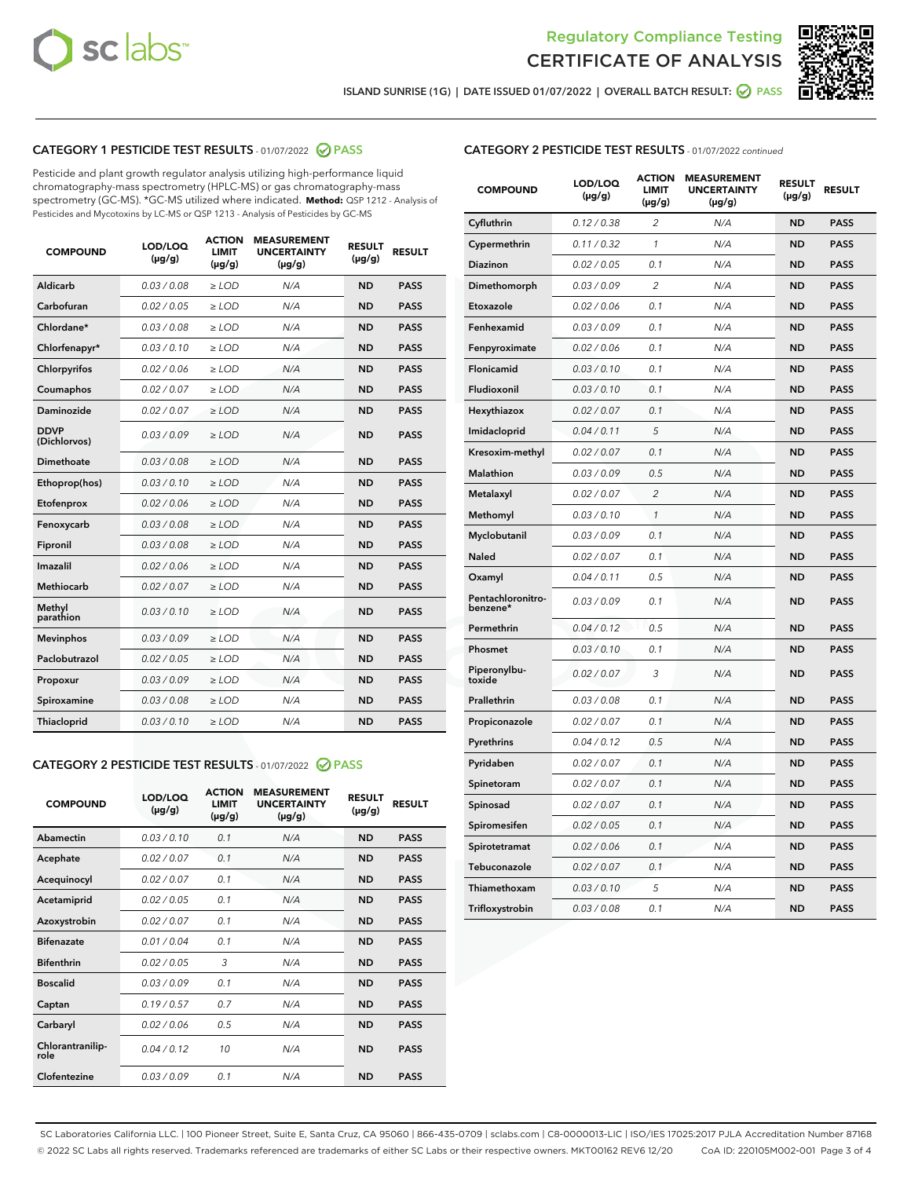ISLAND SUNRISE (1G) | DATE ISSUED 01/07/2022 | OVERALL BATCH RESULT: PASS

## CATEGORY 1 PESTICIDE TEST RESULTS - 01/07/2022 PASS

Pesticide and plant growth regulator analysis utilizing high-performance liquid chromatography-mass spectrometry (HPLC-MS) or gas chromatography-mass spectrometry (GC-MS). *GC-MS utilized where indicated. **Method:** QSP 1212 - Analysis of Pesticides and Mycotoxins by LC-MS or QSP 1213 - Analysis of Pesticides by GC-MS

| COMPOUND | LOD/LOQ (µg/g) | ACTION LIMIT (µg/g) | MEASUREMENT UNCERTAINTY (µg/g) | RESULT (µg/g) | RESULT |
|---|---|---|---|---|---|
| Aldicarb | 0.03 / 0.08 | ≥ LOD | N/A | ND | PASS |
| Carbofuran | 0.02 / 0.05 | ≥ LOD | N/A | ND | PASS |
| Chlordane* | 0.03 / 0.08 | ≥ LOD | N/A | ND | PASS |
| Chlorfenapyr* | 0.03 / 0.10 | ≥ LOD | N/A | ND | PASS |
| Chlorpyrifos | 0.02 / 0.06 | ≥ LOD | N/A | ND | PASS |
| Coumaphos | 0.02 / 0.07 | ≥ LOD | N/A | ND | PASS |
| Daminozide | 0.02 / 0.07 | ≥ LOD | N/A | ND | PASS |
| DDVP (Dichlorvos) | 0.03 / 0.09 | ≥ LOD | N/A | ND | PASS |
| Dimethoate | 0.03 / 0.08 | ≥ LOD | N/A | ND | PASS |
| Ethoprop(hos) | 0.03 / 0.10 | ≥ LOD | N/A | ND | PASS |
| Etofenprox | 0.02 / 0.06 | ≥ LOD | N/A | ND | PASS |
| Fenoxycarb | 0.03 / 0.08 | ≥ LOD | N/A | ND | PASS |
| Fipronil | 0.03 / 0.08 | ≥ LOD | N/A | ND | PASS |
| Imazalil | 0.02 / 0.06 | ≥ LOD | N/A | ND | PASS |
| Methiocarb | 0.02 / 0.07 | ≥ LOD | N/A | ND | PASS |
| Methyl parathion | 0.03 / 0.10 | ≥ LOD | N/A | ND | PASS |
| Mevinphos | 0.03 / 0.09 | ≥ LOD | N/A | ND | PASS |
| Paclobutrazol | 0.02 / 0.05 | ≥ LOD | N/A | ND | PASS |
| Propoxur | 0.03 / 0.09 | ≥ LOD | N/A | ND | PASS |
| Spiroxamine | 0.03 / 0.08 | ≥ LOD | N/A | ND | PASS |
| Thiacloprid | 0.03 / 0.10 | ≥ LOD | N/A | ND | PASS |

## CATEGORY 2 PESTICIDE TEST RESULTS - 01/07/2022 PASS

| COMPOUND | LOD/LOQ (µg/g) | ACTION LIMIT (µg/g) | MEASUREMENT UNCERTAINTY (µg/g) | RESULT (µg/g) | RESULT |
|---|---|---|---|---|---|
| Abamectin | 0.03 / 0.10 | 0.1 | N/A | ND | PASS |
| Acephate | 0.02 / 0.07 | 0.1 | N/A | ND | PASS |
| Acequinocyl | 0.02 / 0.07 | 0.1 | N/A | ND | PASS |
| Acetamiprid | 0.02 / 0.05 | 0.1 | N/A | ND | PASS |
| Azoxystrobin | 0.02 / 0.07 | 0.1 | N/A | ND | PASS |
| Bifenazate | 0.01 / 0.04 | 0.1 | N/A | ND | PASS |
| Bifenthrin | 0.02 / 0.05 | 3 | N/A | ND | PASS |
| Boscalid | 0.03 / 0.09 | 0.1 | N/A | ND | PASS |
| Captan | 0.19 / 0.57 | 0.7 | N/A | ND | PASS |
| Carbaryl | 0.02 / 0.06 | 0.5 | N/A | ND | PASS |
| Chlorantraniliprole | 0.04 / 0.12 | 10 | N/A | ND | PASS |
| Clofentezine | 0.03 / 0.09 | 0.1 | N/A | ND | PASS |
| Cyfluthrin | 0.12 / 0.38 | 2 | N/A | ND | PASS |
| Cypermethrin | 0.11 / 0.32 | 1 | N/A | ND | PASS |
| Diazinon | 0.02 / 0.05 | 0.1 | N/A | ND | PASS |
| Dimethomorph | 0.03 / 0.09 | 2 | N/A | ND | PASS |
| Etoxazole | 0.02 / 0.06 | 0.1 | N/A | ND | PASS |
| Fenhexamid | 0.03 / 0.09 | 0.1 | N/A | ND | PASS |
| Fenpyroximate | 0.02 / 0.06 | 0.1 | N/A | ND | PASS |
| Flonicamid | 0.03 / 0.10 | 0.1 | N/A | ND | PASS |
| Fludioxonil | 0.03 / 0.10 | 0.1 | N/A | ND | PASS |
| Hexythiazox | 0.02 / 0.07 | 0.1 | N/A | ND | PASS |
| Imidacloprid | 0.04 / 0.11 | 5 | N/A | ND | PASS |
| Kresoxim-methyl | 0.02 / 0.07 | 0.1 | N/A | ND | PASS |
| Malathion | 0.03 / 0.09 | 0.5 | N/A | ND | PASS |
| Metalaxyl | 0.02 / 0.07 | 2 | N/A | ND | PASS |
| Methomyl | 0.03 / 0.10 | 1 | N/A | ND | PASS |
| Myclobutanil | 0.03 / 0.09 | 0.1 | N/A | ND | PASS |
| Naled | 0.02 / 0.07 | 0.1 | N/A | ND | PASS |
| Oxamyl | 0.04 / 0.11 | 0.5 | N/A | ND | PASS |
| Pentachloronitrobenzene* | 0.03 / 0.09 | 0.1 | N/A | ND | PASS |
| Permethrin | 0.04 / 0.12 | 0.5 | N/A | ND | PASS |
| Phosmet | 0.03 / 0.10 | 0.1 | N/A | ND | PASS |
| Piperonylbutoxide | 0.02 / 0.07 | 3 | N/A | ND | PASS |
| Prallethrin | 0.03 / 0.08 | 0.1 | N/A | ND | PASS |
| Propiconazole | 0.02 / 0.07 | 0.1 | N/A | ND | PASS |
| Pyrethrins | 0.04 / 0.12 | 0.5 | N/A | ND | PASS |
| Pyridaben | 0.02 / 0.07 | 0.1 | N/A | ND | PASS |
| Spinetoram | 0.02 / 0.07 | 0.1 | N/A | ND | PASS |
| Spinosad | 0.02 / 0.07 | 0.1 | N/A | ND | PASS |
| Spiromesifen | 0.02 / 0.05 | 0.1 | N/A | ND | PASS |
| Spirotetramat | 0.02 / 0.06 | 0.1 | N/A | ND | PASS |
| Tebuconazole | 0.02 / 0.07 | 0.1 | N/A | ND | PASS |
| Thiamethoxam | 0.03 / 0.10 | 5 | N/A | ND | PASS |
| Trifloxystrobin | 0.03 / 0.08 | 0.1 | N/A | ND | PASS |

SC Laboratories California LLC. | 100 Pioneer Street, Suite E, Santa Cruz, CA 95060 | 866-435-0709 | sclabs.com | C8-0000013-LIC | ISO/IES 17025:2017 PJLA Accreditation Number 87168
© 2022 SC Labs all rights reserved. Trademarks referenced are trademarks of either SC Labs or their respective owners. MKT00162 REV6 12/20 CoA ID: 220105M002-001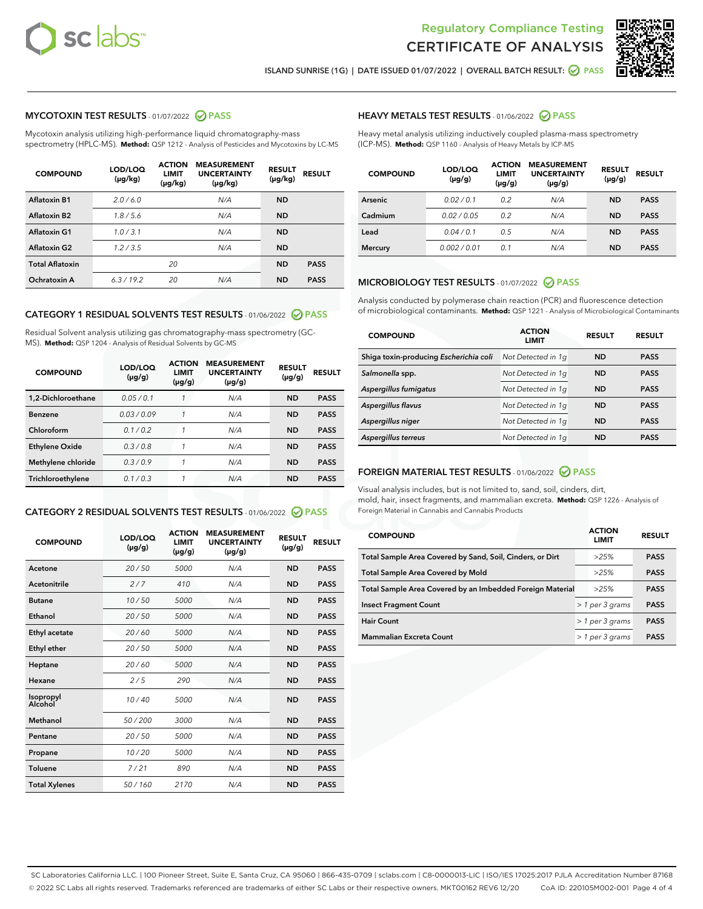Regulatory Compliance Testing
CERTIFICATE OF ANALYSIS

ISLAND SUNRISE (1G) | DATE ISSUED 01/07/2022 | OVERALL BATCH RESULT: PASS

## MYCOTOXIN TEST RESULTS - 01/07/2022 PASS

Mycotoxin analysis utilizing high-performance liquid chromatography-mass spectrometry (HPLC-MS). **Method:** QSP 1212 - Analysis of Pesticides and Mycotoxins by LC-MS

| COMPOUND | LOD/LOQ (μg/kg) | ACTION LIMIT (μg/kg) | MEASUREMENT UNCERTAINTY (μg/kg) | RESULT (μg/kg) | RESULT |
|---|---|---|---|---|---|
| Aflatoxin B1 | 2.0 / 6.0 | | N/A | ND | |
| Aflatoxin B2 | 1.8 / 5.6 | | N/A | ND | |
| Aflatoxin G1 | 1.0 / 3.1 | | N/A | ND | |
| Aflatoxin G2 | 1.2 / 3.5 | | N/A | ND | |
| Total Aflatoxin | | 20 | | ND | PASS |
| Ochratoxin A | 6.3 / 19.2 | 20 | N/A | ND | PASS |

## CATEGORY 1 RESIDUAL SOLVENTS TEST RESULTS - 01/06/2022 PASS

Residual Solvent analysis utilizing gas chromatography-mass spectrometry (GC-MS). **Method:** QSP 1204 - Analysis of Residual Solvents by GC-MS

| COMPOUND | LOD/LOQ (μg/g) | ACTION LIMIT (μg/g) | MEASUREMENT UNCERTAINTY (μg/g) | RESULT (μg/g) | RESULT |
|---|---|---|---|---|---|
| 1,2-Dichloroethane | 0.05 / 0.1 | 1 | N/A | ND | PASS |
| Benzene | 0.03 / 0.09 | 1 | N/A | ND | PASS |
| Chloroform | 0.1 / 0.2 | 1 | N/A | ND | PASS |
| Ethylene Oxide | 0.3 / 0.8 | 1 | N/A | ND | PASS |
| Methylene chloride | 0.3 / 0.9 | 1 | N/A | ND | PASS |
| Trichloroethylene | 0.1 / 0.3 | 1 | N/A | ND | PASS |

## CATEGORY 2 RESIDUAL SOLVENTS TEST RESULTS - 01/06/2022 PASS

| COMPOUND | LOD/LOQ (μg/g) | ACTION LIMIT (μg/g) | MEASUREMENT UNCERTAINTY (μg/g) | RESULT (μg/g) | RESULT |
|---|---|---|---|---|---|
| Acetone | 20 / 50 | 5000 | N/A | ND | PASS |
| Acetonitrile | 2 / 7 | 410 | N/A | ND | PASS |
| Butane | 10 / 50 | 5000 | N/A | ND | PASS |
| Ethanol | 20 / 50 | 5000 | N/A | ND | PASS |
| Ethyl acetate | 20 / 60 | 5000 | N/A | ND | PASS |
| Ethyl ether | 20 / 50 | 5000 | N/A | ND | PASS |
| Heptane | 20 / 60 | 5000 | N/A | ND | PASS |
| Hexane | 2 / 5 | 290 | N/A | ND | PASS |
| Isopropyl Alcohol | 10 / 40 | 5000 | N/A | ND | PASS |
| Methanol | 50 / 200 | 3000 | N/A | ND | PASS |
| Pentane | 20 / 50 | 5000 | N/A | ND | PASS |
| Propane | 10 / 20 | 5000 | N/A | ND | PASS |
| Toluene | 7 / 21 | 890 | N/A | ND | PASS |
| Total Xylenes | 50 / 160 | 2170 | N/A | ND | PASS |

## HEAVY METALS TEST RESULTS - 01/06/2022 PASS

Heavy metal analysis utilizing inductively coupled plasma-mass spectrometry (ICP-MS). **Method:** QSP 1160 - Analysis of Heavy Metals by ICP-MS

| COMPOUND | LOD/LOQ (μg/g) | ACTION LIMIT (μg/g) | MEASUREMENT UNCERTAINTY (μg/g) | RESULT (μg/g) | RESULT |
|---|---|---|---|---|---|
| Arsenic | 0.02 / 0.1 | 0.2 | N/A | ND | PASS |
| Cadmium | 0.02 / 0.05 | 0.2 | N/A | ND | PASS |
| Lead | 0.04 / 0.1 | 0.5 | N/A | ND | PASS |
| Mercury | 0.002 / 0.01 | 0.1 | N/A | ND | PASS |

## MICROBIOLOGY TEST RESULTS - 01/07/2022 PASS

Analysis conducted by polymerase chain reaction (PCR) and fluorescence detection of microbiological contaminants. **Method:** QSP 1221 - Analysis of Microbiological Contaminants

| COMPOUND | ACTION LIMIT | RESULT | RESULT |
|---|---|---|---|
| Shiga toxin-producing *Escherichia coli* | Not Detected in 1g | ND | PASS |
| *Salmonella* spp. | Not Detected in 1g | ND | PASS |
| *Aspergillus fumigatus* | Not Detected in 1g | ND | PASS |
| *Aspergillus flavus* | Not Detected in 1g | ND | PASS |
| *Aspergillus niger* | Not Detected in 1g | ND | PASS |
| *Aspergillus terreus* | Not Detected in 1g | ND | PASS |

## FOREIGN MATERIAL TEST RESULTS - 01/06/2022 PASS

Visual analysis includes, but is not limited to, sand, soil, cinders, dirt, mold, hair, insect fragments, and mammalian excreta. **Method:** QSP 1226 - Analysis of Foreign Material in Cannabis and Cannabis Products

| COMPOUND | ACTION LIMIT | RESULT |
|---|---|---|
| Total Sample Area Covered by Sand, Soil, Cinders, or Dirt | >25% | PASS |
| Total Sample Area Covered by Mold | >25% | PASS |
| Total Sample Area Covered by an Imbedded Foreign Material | >25% | PASS |
| Insect Fragment Count | > 1 per 3 grams | PASS |
| Hair Count | > 1 per 3 grams | PASS |
| Mammalian Excreta Count | > 1 per 3 grams | PASS |

SC Laboratories California LLC. | 100 Pioneer Street, Suite E, Santa Cruz, CA 95060 | 866-435-0709 | sclabs.com | C8-0000013-LIC | ISO/IES 17025:2017 PJLA Accreditation Number 87168
© 2022 SC Labs all rights reserved. Trademarks referenced are trademarks of either SC Labs or their respective owners. MKT00162 REV6 12/20 CoA ID: 220105M002-001